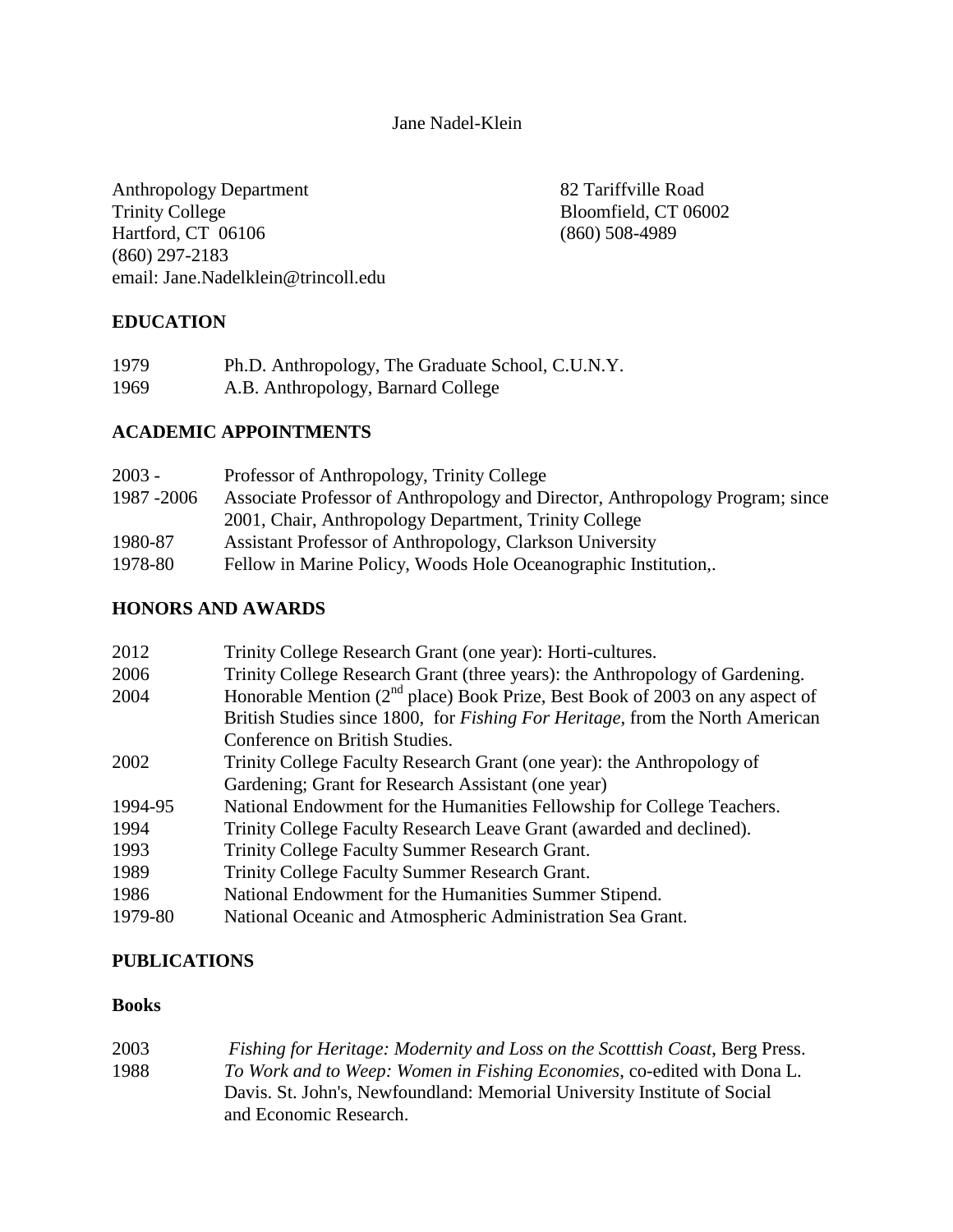# Jane Nadel-Klein

Anthropology Department
Trinity College
Hartford, CT 06106
(860) 297-2183
email: Jane.Nadelklein@trincoll.edu

82 Tariffville Road
Bloomfield, CT 06002
(860) 508-4989

## EDUCATION

1979 Ph.D. Anthropology, The Graduate School, C.U.N.Y.
1969 A.B. Anthropology, Barnard College

## ACADEMIC APPOINTMENTS

2003 - Professor of Anthropology, Trinity College
1987 -2006 Associate Professor of Anthropology and Director, Anthropology Program; since 2001, Chair, Anthropology Department, Trinity College
1980-87 Assistant Professor of Anthropology, Clarkson University
1978-80 Fellow in Marine Policy, Woods Hole Oceanographic Institution,.

## HONORS AND AWARDS

2012 Trinity College Research Grant (one year): Horti-cultures.
2006 Trinity College Research Grant (three years): the Anthropology of Gardening.
2004 Honorable Mention (2nd place) Book Prize, Best Book of 2003 on any aspect of British Studies since 1800, for *Fishing For Heritage*, from the North American Conference on British Studies.
2002 Trinity College Faculty Research Grant (one year): the Anthropology of Gardening; Grant for Research Assistant (one year)
1994-95 National Endowment for the Humanities Fellowship for College Teachers.
1994 Trinity College Faculty Research Leave Grant (awarded and declined).
1993 Trinity College Faculty Summer Research Grant.
1989 Trinity College Faculty Summer Research Grant.
1986 National Endowment for the Humanities Summer Stipend.
1979-80 National Oceanic and Atmospheric Administration Sea Grant.

## PUBLICATIONS

### Books

2003 *Fishing for Heritage: Modernity and Loss on the Scotttish Coast*, Berg Press.
1988 *To Work and to Weep: Women in Fishing Economies*, co-edited with Dona L. Davis. St. John's, Newfoundland: Memorial University Institute of Social and Economic Research.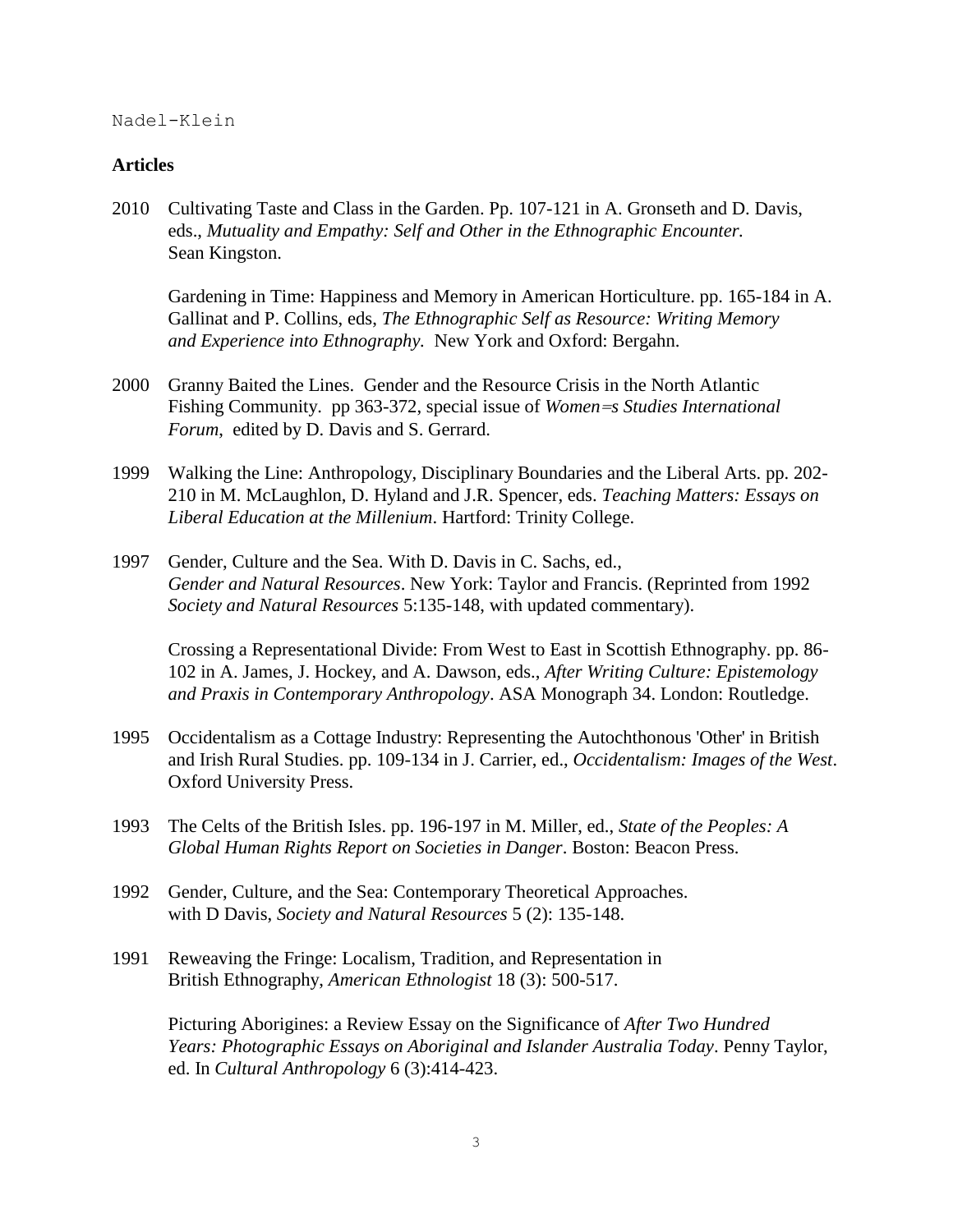## Articles

2010 Cultivating Taste and Class in the Garden. Pp. 107-121 in A. Gronseth and D. Davis, eds., *Mutuality and Empathy: Self and Other in the Ethnographic Encounter.* Sean Kingston.

Gardening in Time: Happiness and Memory in American Horticulture. pp. 165-184 in A. Gallinat and P. Collins, eds, *The Ethnographic Self as Resource: Writing Memory and Experience into Ethnography.* New York and Oxford: Bergahn.

2000 Granny Baited the Lines. Gender and the Resource Crisis in the North Atlantic Fishing Community. pp 363-372, special issue of *Women=s Studies International Forum*, edited by D. Davis and S. Gerrard.

1999 Walking the Line: Anthropology, Disciplinary Boundaries and the Liberal Arts. pp. 202-210 in M. McLaughlon, D. Hyland and J.R. Spencer, eds. *Teaching Matters: Essays on Liberal Education at the Millenium*. Hartford: Trinity College.

1997 Gender, Culture and the Sea. With D. Davis in C. Sachs, ed., *Gender and Natural Resources*. New York: Taylor and Francis. (Reprinted from 1992 *Society and Natural Resources* 5:135-148, with updated commentary).

Crossing a Representational Divide: From West to East in Scottish Ethnography. pp. 86-102 in A. James, J. Hockey, and A. Dawson, eds., *After Writing Culture: Epistemology and Praxis in Contemporary Anthropology*. ASA Monograph 34. London: Routledge.

1995 Occidentalism as a Cottage Industry: Representing the Autochthonous 'Other' in British and Irish Rural Studies. pp. 109-134 in J. Carrier, ed., *Occidentalism: Images of the West*. Oxford University Press.

1993 The Celts of the British Isles. pp. 196-197 in M. Miller, ed., *State of the Peoples: A Global Human Rights Report on Societies in Danger*. Boston: Beacon Press.

1992 Gender, Culture, and the Sea: Contemporary Theoretical Approaches. with D Davis, *Society and Natural Resources* 5 (2): 135-148.

1991 Reweaving the Fringe: Localism, Tradition, and Representation in British Ethnography, *American Ethnologist* 18 (3): 500-517.

Picturing Aborigines: a Review Essay on the Significance of *After Two Hundred Years: Photographic Essays on Aboriginal and Islander Australia Today*. Penny Taylor, ed. In *Cultural Anthropology* 6 (3):414-423.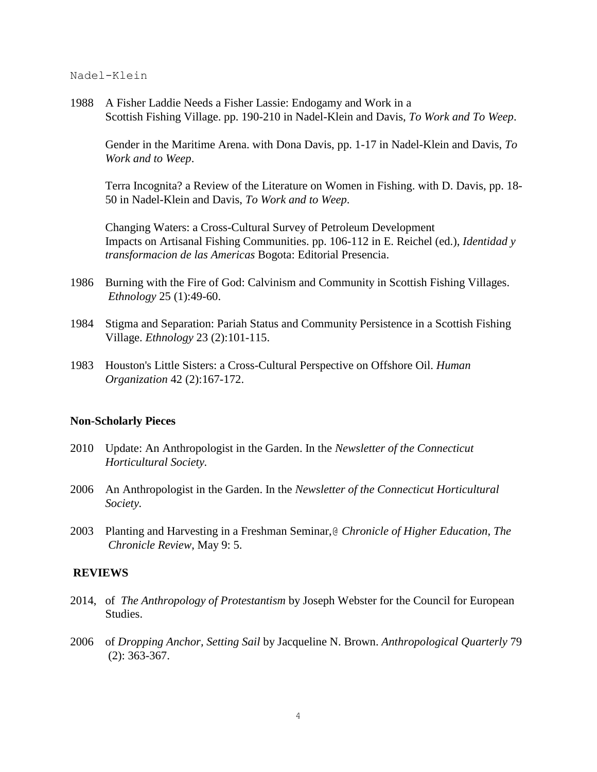1988 A Fisher Laddie Needs a Fisher Lassie: Endogamy and Work in a Scottish Fishing Village. pp. 190-210 in Nadel-Klein and Davis, *To Work and To Weep*.

Gender in the Maritime Arena. with Dona Davis, pp. 1-17 in Nadel-Klein and Davis, *To Work and to Weep*.

Terra Incognita? a Review of the Literature on Women in Fishing. with D. Davis, pp. 18-50 in Nadel-Klein and Davis, *To Work and to Weep*.

Changing Waters: a Cross-Cultural Survey of Petroleum Development Impacts on Artisanal Fishing Communities. pp. 106-112 in E. Reichel (ed.), *Identidad y transformacion de las Americas* Bogota: Editorial Presencia.

1986 Burning with the Fire of God: Calvinism and Community in Scottish Fishing Villages. *Ethnology* 25 (1):49-60.

1984 Stigma and Separation: Pariah Status and Community Persistence in a Scottish Fishing Village. *Ethnology* 23 (2):101-115.

1983 Houston's Little Sisters: a Cross-Cultural Perspective on Offshore Oil. *Human Organization* 42 (2):167-172.

**Non-Scholarly Pieces**

2010 Update: An Anthropologist in the Garden. In the *Newsletter of the Connecticut Horticultural Society.*

2006 An Anthropologist in the Garden. In the *Newsletter of the Connecticut Horticultural Society.*

2003 Planting and Harvesting in a Freshman Seminar,@ *Chronicle of Higher Education*, *The Chronicle Review*, May 9: 5.

**REVIEWS**

2014, of *The Anthropology of Protestantism* by Joseph Webster for the Council for European Studies.

2006 of *Dropping Anchor, Setting Sail* by Jacqueline N. Brown. *Anthropological Quarterly* 79 (2): 363-367.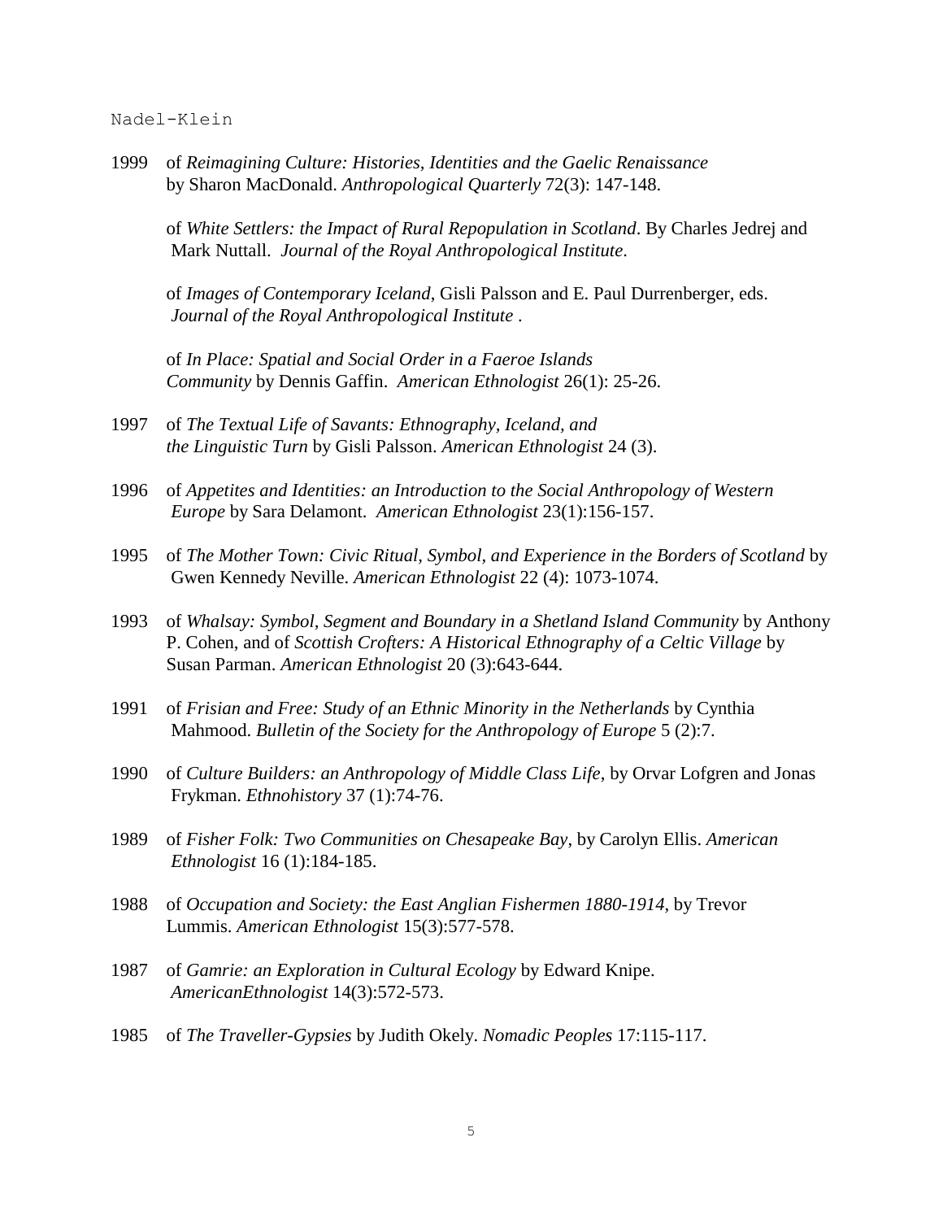1999 of *Reimagining Culture: Histories, Identities and the Gaelic Renaissance* by Sharon MacDonald. *Anthropological Quarterly* 72(3): 147-148.

of *White Settlers: the Impact of Rural Repopulation in Scotland*. By Charles Jedrej and Mark Nuttall. *Journal of the Royal Anthropological Institute*.

of *Images of Contemporary Iceland*, Gisli Palsson and E. Paul Durrenberger, eds. *Journal of the Royal Anthropological Institute* .

of *In Place: Spatial and Social Order in a Faeroe Islands Community* by Dennis Gaffin. *American Ethnologist* 26(1): 25-26.

1997 of *The Textual Life of Savants: Ethnography, Iceland, and the Linguistic Turn* by Gisli Palsson. *American Ethnologist* 24 (3).

1996 of *Appetites and Identities: an Introduction to the Social Anthropology of Western Europe* by Sara Delamont. *American Ethnologist* 23(1):156-157.

1995 of *The Mother Town: Civic Ritual, Symbol, and Experience in the Borders of Scotland* by Gwen Kennedy Neville. *American Ethnologist* 22 (4): 1073-1074.

1993 of *Whalsay: Symbol, Segment and Boundary in a Shetland Island Community* by Anthony P. Cohen, and of *Scottish Crofters: A Historical Ethnography of a Celtic Village* by Susan Parman. *American Ethnologist* 20 (3):643-644.

1991 of *Frisian and Free: Study of an Ethnic Minority in the Netherlands* by Cynthia Mahmood. *Bulletin of the Society for the Anthropology of Europe* 5 (2):7.

1990 of *Culture Builders: an Anthropology of Middle Class Life*, by Orvar Lofgren and Jonas Frykman. *Ethnohistory* 37 (1):74-76.

1989 of *Fisher Folk: Two Communities on Chesapeake Bay*, by Carolyn Ellis. *American Ethnologist* 16 (1):184-185.

1988 of *Occupation and Society: the East Anglian Fishermen 1880-1914*, by Trevor Lummis. *American Ethnologist* 15(3):577-578.

1987 of *Gamrie: an Exploration in Cultural Ecology* by Edward Knipe. *AmericanEthnologist* 14(3):572-573.

1985 of *The Traveller-Gypsies* by Judith Okely. *Nomadic Peoples* 17:115-117.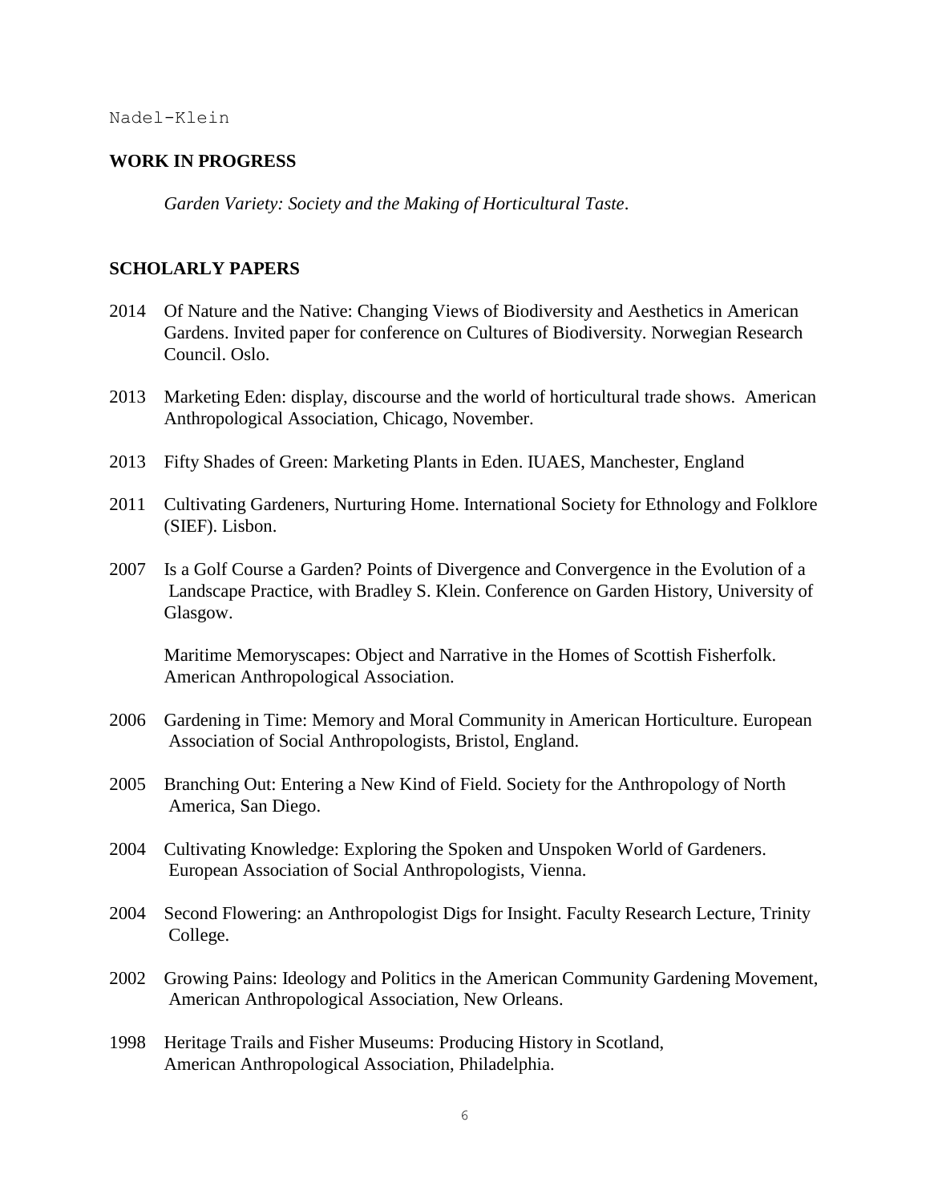## WORK IN PROGRESS

*Garden Variety: Society and the Making of Horticultural Taste*.

## SCHOLARLY PAPERS

2014 Of Nature and the Native: Changing Views of Biodiversity and Aesthetics in American Gardens. Invited paper for conference on Cultures of Biodiversity. Norwegian Research Council. Oslo.

2013 Marketing Eden: display, discourse and the world of horticultural trade shows. American Anthropological Association, Chicago, November.

2013 Fifty Shades of Green: Marketing Plants in Eden. IUAES, Manchester, England

2011 Cultivating Gardeners, Nurturing Home. International Society for Ethnology and Folklore (SIEF). Lisbon.

2007 Is a Golf Course a Garden? Points of Divergence and Convergence in the Evolution of a Landscape Practice, with Bradley S. Klein. Conference on Garden History, University of Glasgow.

Maritime Memoryscapes: Object and Narrative in the Homes of Scottish Fisherfolk. American Anthropological Association.

2006 Gardening in Time: Memory and Moral Community in American Horticulture. European Association of Social Anthropologists, Bristol, England.

2005 Branching Out: Entering a New Kind of Field. Society for the Anthropology of North America, San Diego.

2004 Cultivating Knowledge: Exploring the Spoken and Unspoken World of Gardeners. European Association of Social Anthropologists, Vienna.

2004 Second Flowering: an Anthropologist Digs for Insight. Faculty Research Lecture, Trinity College.

2002 Growing Pains: Ideology and Politics in the American Community Gardening Movement, American Anthropological Association, New Orleans.

1998 Heritage Trails and Fisher Museums: Producing History in Scotland, American Anthropological Association, Philadelphia.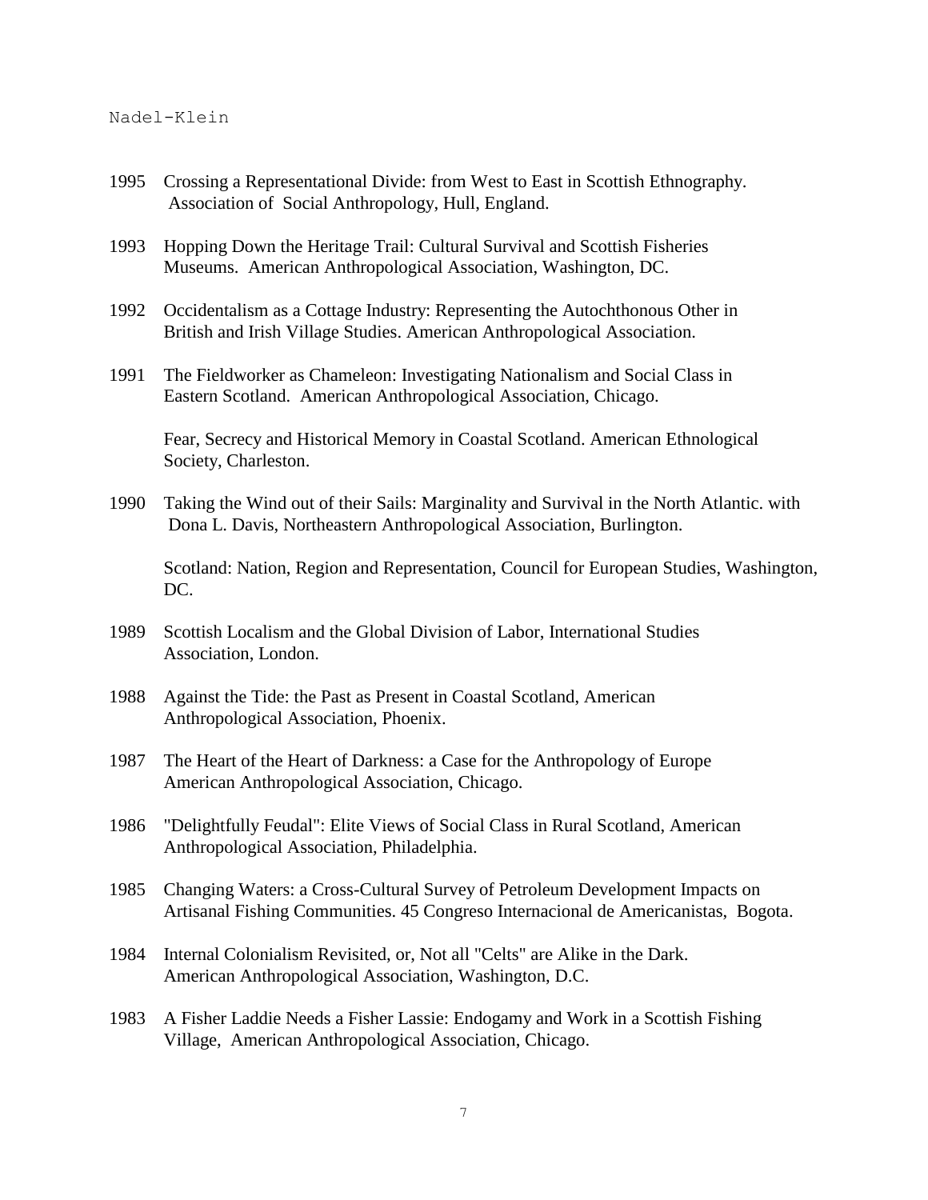1995 Crossing a Representational Divide: from West to East in Scottish Ethnography. Association of Social Anthropology, Hull, England.

1993 Hopping Down the Heritage Trail: Cultural Survival and Scottish Fisheries Museums. American Anthropological Association, Washington, DC.

1992 Occidentalism as a Cottage Industry: Representing the Autochthonous Other in British and Irish Village Studies. American Anthropological Association.

1991 The Fieldworker as Chameleon: Investigating Nationalism and Social Class in Eastern Scotland. American Anthropological Association, Chicago.

Fear, Secrecy and Historical Memory in Coastal Scotland. American Ethnological Society, Charleston.

1990 Taking the Wind out of their Sails: Marginality and Survival in the North Atlantic. with Dona L. Davis, Northeastern Anthropological Association, Burlington.

Scotland: Nation, Region and Representation, Council for European Studies, Washington, DC.

1989 Scottish Localism and the Global Division of Labor, International Studies Association, London.

1988 Against the Tide: the Past as Present in Coastal Scotland, American Anthropological Association, Phoenix.

1987 The Heart of the Heart of Darkness: a Case for the Anthropology of Europe American Anthropological Association, Chicago.

1986 "Delightfully Feudal": Elite Views of Social Class in Rural Scotland, American Anthropological Association, Philadelphia.

1985 Changing Waters: a Cross-Cultural Survey of Petroleum Development Impacts on Artisanal Fishing Communities. 45 Congreso Internacional de Americanistas, Bogota.

1984 Internal Colonialism Revisited, or, Not all "Celts" are Alike in the Dark. American Anthropological Association, Washington, D.C.

1983 A Fisher Laddie Needs a Fisher Lassie: Endogamy and Work in a Scottish Fishing Village, American Anthropological Association, Chicago.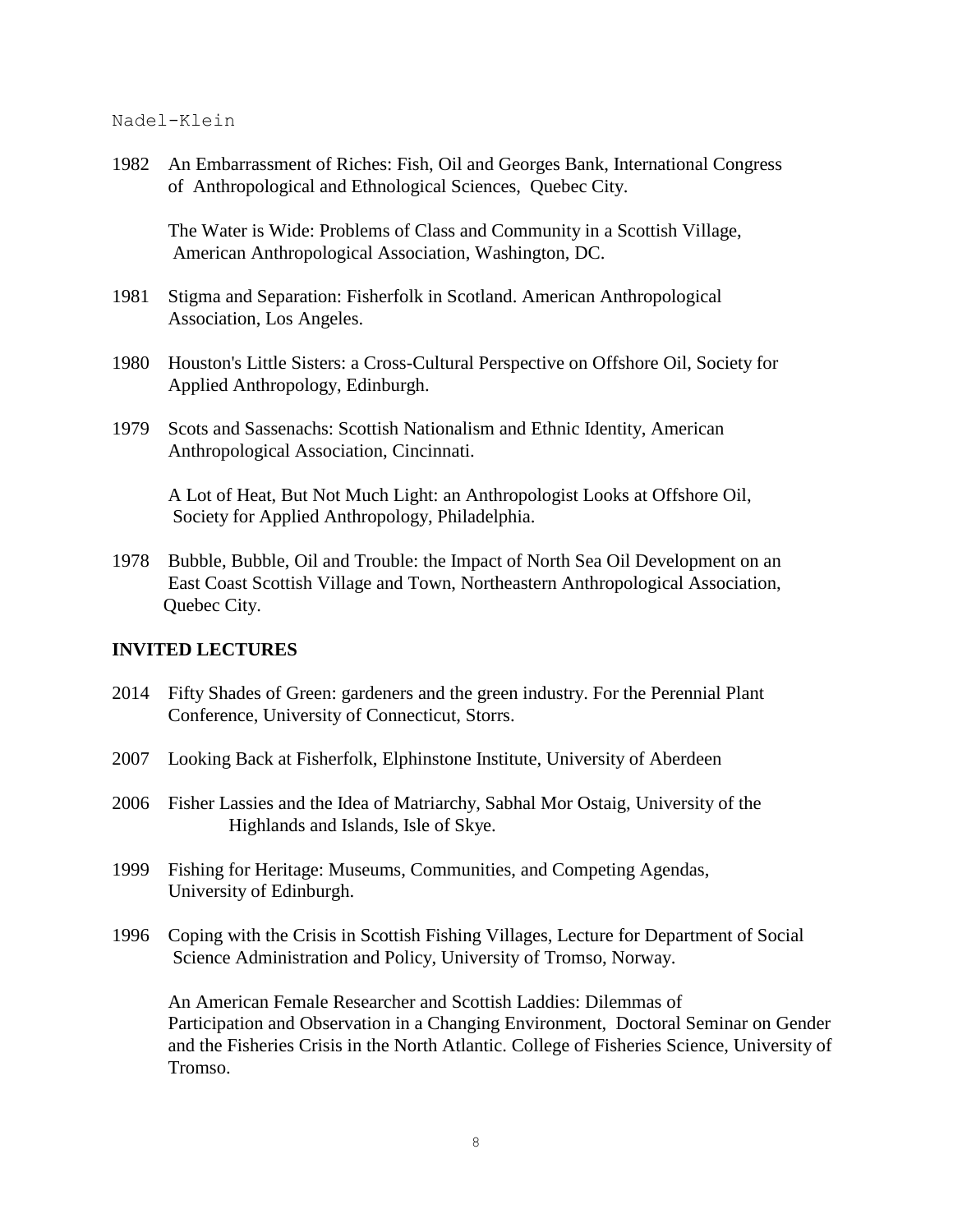1982 An Embarrassment of Riches: Fish, Oil and Georges Bank, International Congress of Anthropological and Ethnological Sciences, Quebec City.

The Water is Wide: Problems of Class and Community in a Scottish Village, American Anthropological Association, Washington, DC.

1981 Stigma and Separation: Fisherfolk in Scotland. American Anthropological Association, Los Angeles.

1980 Houston's Little Sisters: a Cross-Cultural Perspective on Offshore Oil, Society for Applied Anthropology, Edinburgh.

1979 Scots and Sassenachs: Scottish Nationalism and Ethnic Identity, American Anthropological Association, Cincinnati.

A Lot of Heat, But Not Much Light: an Anthropologist Looks at Offshore Oil, Society for Applied Anthropology, Philadelphia.

1978 Bubble, Bubble, Oil and Trouble: the Impact of North Sea Oil Development on an East Coast Scottish Village and Town, Northeastern Anthropological Association, Quebec City.

## INVITED LECTURES

2014 Fifty Shades of Green: gardeners and the green industry. For the Perennial Plant Conference, University of Connecticut, Storrs.

2007 Looking Back at Fisherfolk, Elphinstone Institute, University of Aberdeen

2006 Fisher Lassies and the Idea of Matriarchy, Sabhal Mor Ostaig, University of the Highlands and Islands, Isle of Skye.

1999 Fishing for Heritage: Museums, Communities, and Competing Agendas, University of Edinburgh.

1996 Coping with the Crisis in Scottish Fishing Villages, Lecture for Department of Social Science Administration and Policy, University of Tromso, Norway.

An American Female Researcher and Scottish Laddies: Dilemmas of Participation and Observation in a Changing Environment, Doctoral Seminar on Gender and the Fisheries Crisis in the North Atlantic. College of Fisheries Science, University of Tromso.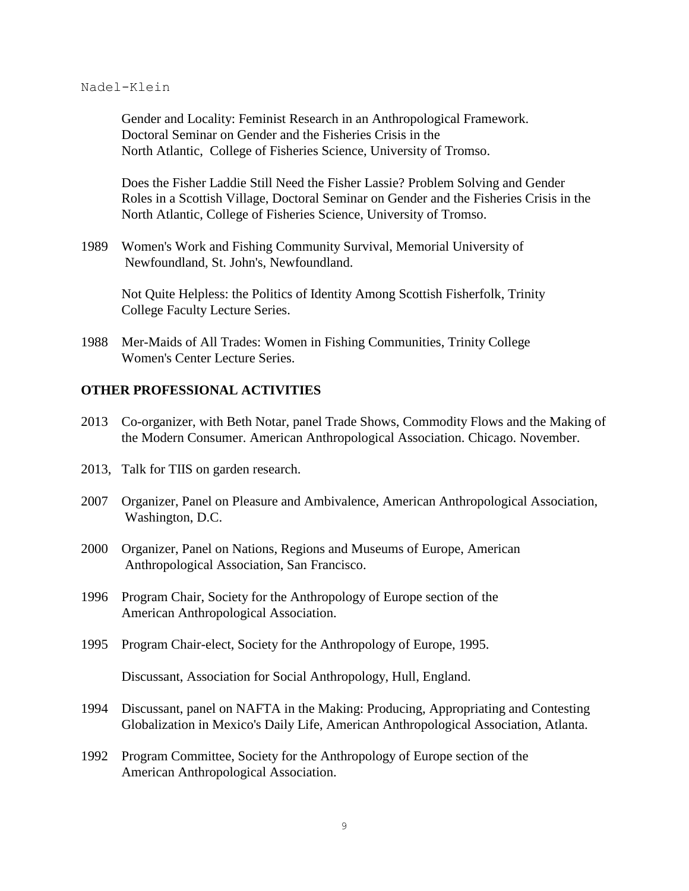Gender and Locality: Feminist Research in an Anthropological Framework. Doctoral Seminar on Gender and the Fisheries Crisis in the North Atlantic, College of Fisheries Science, University of Tromso.

Does the Fisher Laddie Still Need the Fisher Lassie? Problem Solving and Gender Roles in a Scottish Village, Doctoral Seminar on Gender and the Fisheries Crisis in the North Atlantic, College of Fisheries Science, University of Tromso.

1989 Women's Work and Fishing Community Survival, Memorial University of Newfoundland, St. John's, Newfoundland.

Not Quite Helpless: the Politics of Identity Among Scottish Fisherfolk, Trinity College Faculty Lecture Series.

1988 Mer-Maids of All Trades: Women in Fishing Communities, Trinity College Women's Center Lecture Series.

**OTHER PROFESSIONAL ACTIVITIES**

2013 Co-organizer, with Beth Notar, panel Trade Shows, Commodity Flows and the Making of the Modern Consumer. American Anthropological Association. Chicago. November.

2013, Talk for TIIS on garden research.

2007 Organizer, Panel on Pleasure and Ambivalence, American Anthropological Association, Washington, D.C.

2000 Organizer, Panel on Nations, Regions and Museums of Europe, American Anthropological Association, San Francisco.

1996 Program Chair, Society for the Anthropology of Europe section of the American Anthropological Association.

1995 Program Chair-elect, Society for the Anthropology of Europe, 1995.

Discussant, Association for Social Anthropology, Hull, England.

1994 Discussant, panel on NAFTA in the Making: Producing, Appropriating and Contesting Globalization in Mexico's Daily Life, American Anthropological Association, Atlanta.

1992 Program Committee, Society for the Anthropology of Europe section of the American Anthropological Association.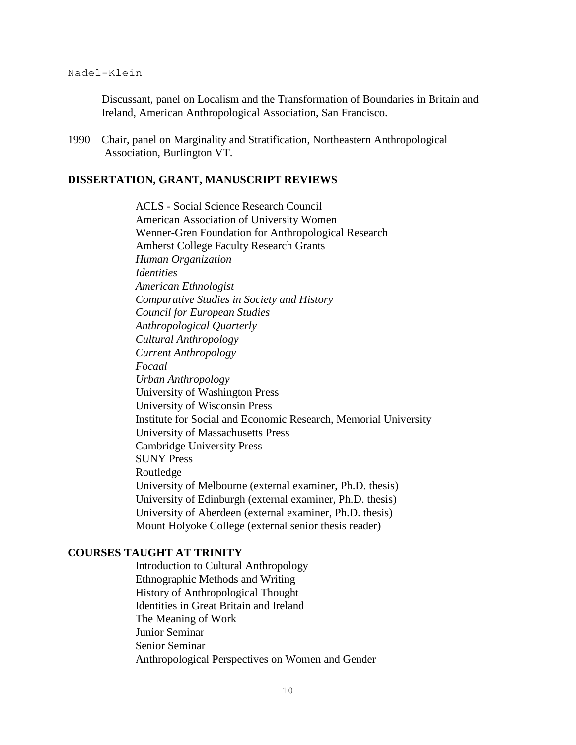Discussant, panel on Localism and the Transformation of Boundaries in Britain and Ireland, American Anthropological Association, San Francisco.

1990 Chair, panel on Marginality and Stratification, Northeastern Anthropological Association, Burlington VT.

## DISSERTATION, GRANT, MANUSCRIPT REVIEWS

ACLS - Social Science Research Council
American Association of University Women
Wenner-Gren Foundation for Anthropological Research
Amherst College Faculty Research Grants
*Human Organization*
*Identities*
*American Ethnologist*
*Comparative Studies in Society and History*
*Council for European Studies*
*Anthropological Quarterly*
*Cultural Anthropology*
*Current Anthropology*
*Focaal*
*Urban Anthropology*
University of Washington Press
University of Wisconsin Press
Institute for Social and Economic Research, Memorial University
University of Massachusetts Press
Cambridge University Press
SUNY Press
Routledge
University of Melbourne (external examiner, Ph.D. thesis)
University of Edinburgh (external examiner, Ph.D. thesis)
University of Aberdeen (external examiner, Ph.D. thesis)
Mount Holyoke College (external senior thesis reader)

## COURSES TAUGHT AT TRINITY

Introduction to Cultural Anthropology
Ethnographic Methods and Writing
History of Anthropological Thought
Identities in Great Britain and Ireland
The Meaning of Work
Junior Seminar
Senior Seminar
Anthropological Perspectives on Women and Gender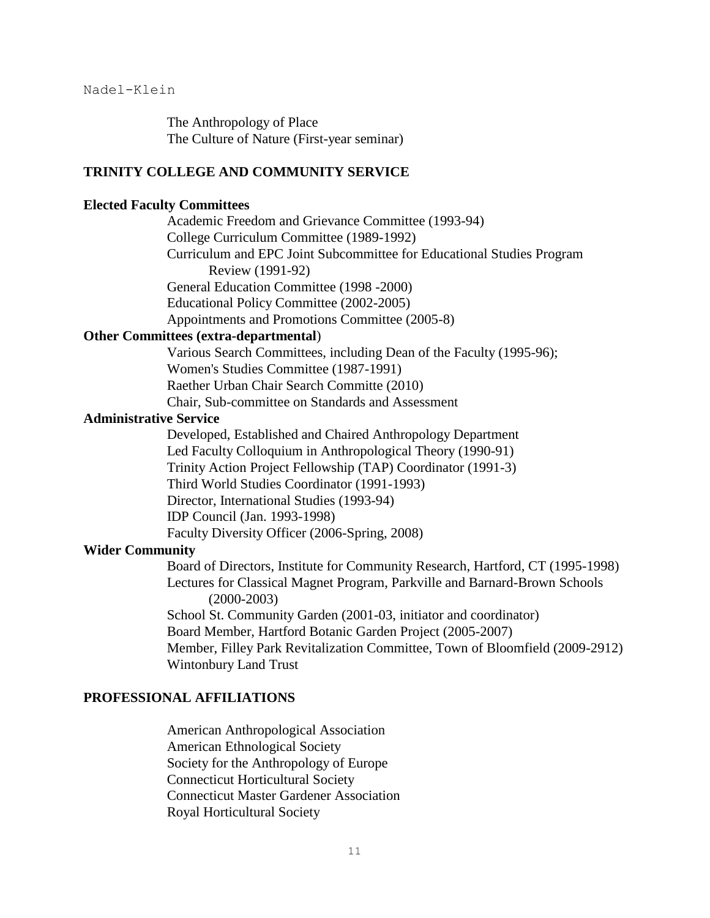The Anthropology of Place
The Culture of Nature (First-year seminar)

## TRINITY COLLEGE AND COMMUNITY SERVICE

### Elected Faculty Committees

Academic Freedom and Grievance Committee (1993-94)
College Curriculum Committee (1989-1992)
Curriculum and EPC Joint Subcommittee for Educational Studies Program Review (1991-92)
General Education Committee (1998 -2000)
Educational Policy Committee (2002-2005)
Appointments and Promotions Committee (2005-8)

### Other Committees (extra-departmental)

Various Search Committees, including Dean of the Faculty (1995-96);
Women's Studies Committee (1987-1991)
Raether Urban Chair Search Committe (2010)
Chair, Sub-committee on Standards and Assessment

### Administrative Service

Developed, Established and Chaired Anthropology Department
Led Faculty Colloquium in Anthropological Theory (1990-91)
Trinity Action Project Fellowship (TAP) Coordinator (1991-3)
Third World Studies Coordinator (1991-1993)
Director, International Studies (1993-94)
IDP Council (Jan. 1993-1998)
Faculty Diversity Officer (2006-Spring, 2008)

### Wider Community

Board of Directors, Institute for Community Research, Hartford, CT (1995-1998)
Lectures for Classical Magnet Program, Parkville and Barnard-Brown Schools (2000-2003)
School St. Community Garden (2001-03, initiator and coordinator)
Board Member, Hartford Botanic Garden Project (2005-2007)
Member, Filley Park Revitalization Committee, Town of Bloomfield (2009-2912)
Wintonbury Land Trust

## PROFESSIONAL AFFILIATIONS

American Anthropological Association
American Ethnological Society
Society for the Anthropology of Europe
Connecticut Horticultural Society
Connecticut Master Gardener Association
Royal Horticultural Society